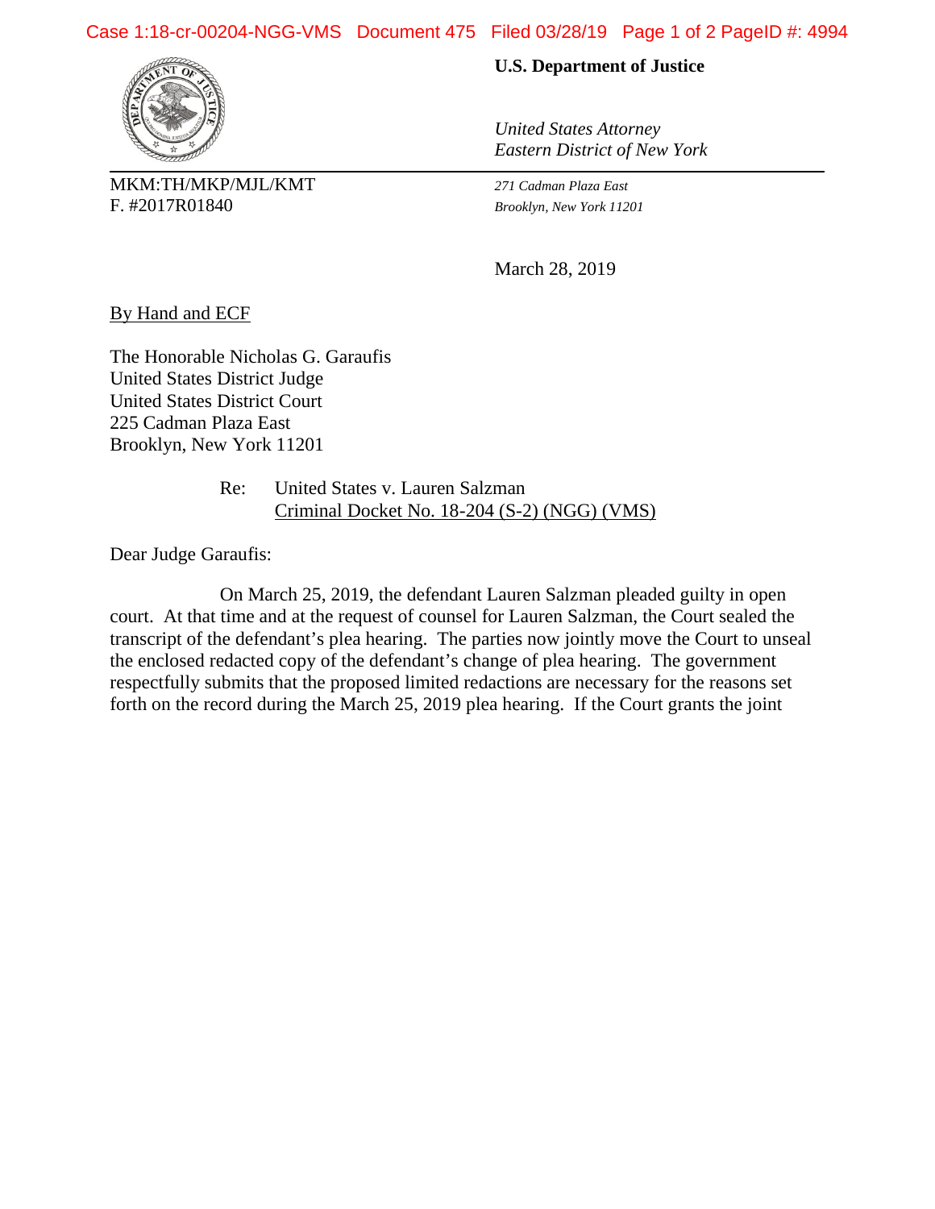**U.S. Department of Justice**

*United States Attorney*
*Eastern District of New York*

MKM:TH/MKP/MJL/KMT
F. #2017R01840

*271 Cadman Plaza East*
*Brooklyn, New York 11201*

March 28, 2019

By Hand and ECF

The Honorable Nicholas G. Garaufis
United States District Judge
United States District Court
225 Cadman Plaza East
Brooklyn, New York 11201

Re: United States v. Lauren Salzman
Criminal Docket No. 18-204 (S-2) (NGG) (VMS)

Dear Judge Garaufis:

On March 25, 2019, the defendant Lauren Salzman pleaded guilty in open court. At that time and at the request of counsel for Lauren Salzman, the Court sealed the transcript of the defendant's plea hearing. The parties now jointly move the Court to unseal the enclosed redacted copy of the defendant's change of plea hearing. The government respectfully submits that the proposed limited redactions are necessary for the reasons set forth on the record during the March 25, 2019 plea hearing. If the Court grants the joint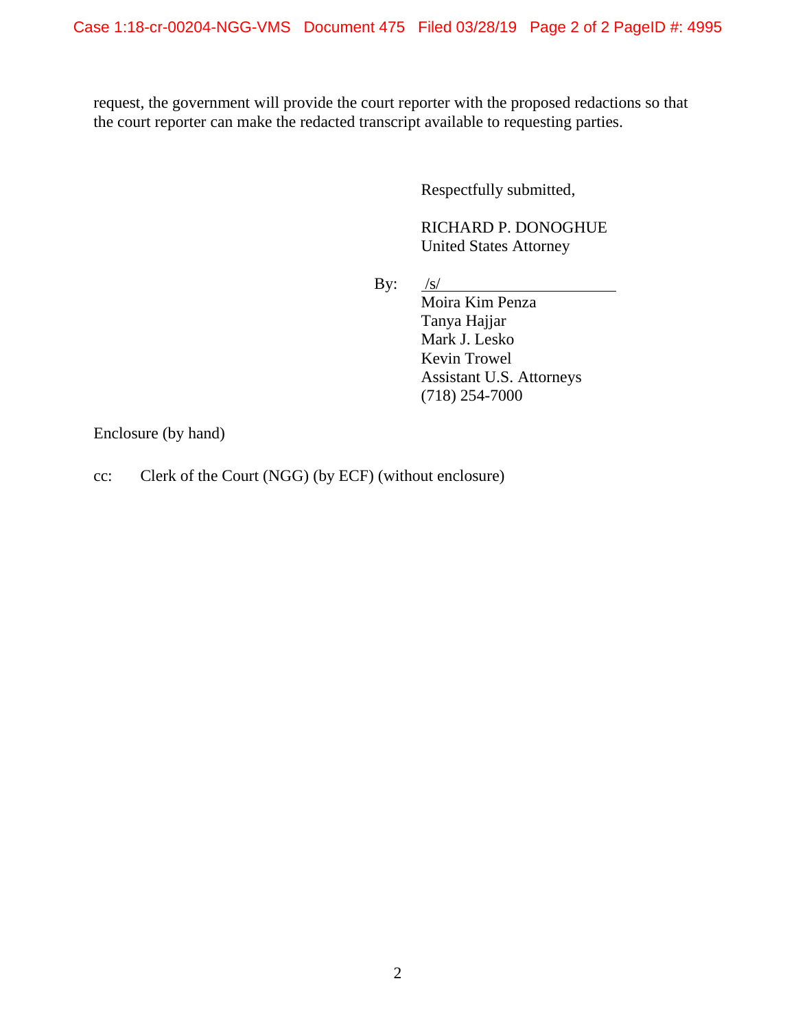request, the government will provide the court reporter with the proposed redactions so that the court reporter can make the redacted transcript available to requesting parties.

Respectfully submitted,

RICHARD P. DONOGHUE
United States Attorney

By: /s/
Moira Kim Penza
Tanya Hajjar
Mark J. Lesko
Kevin Trowel
Assistant U.S. Attorneys
(718) 254-7000

Enclosure (by hand)

cc: Clerk of the Court (NGG) (by ECF) (without enclosure)